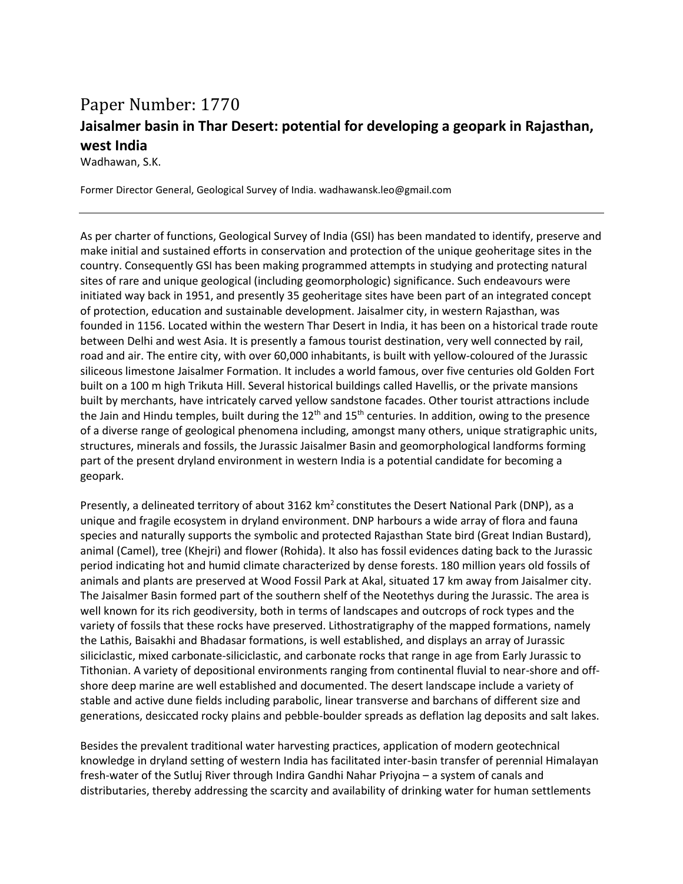# Paper Number: 1770

## Jaisalmer basin in Thar Desert: potential for developing a geopark in Rajasthan, west India

Wadhawan, S.K.

Former Director General, Geological Survey of India. wadhawansk.leo@gmail.com

---

As per charter of functions, Geological Survey of India (GSI) has been mandated to identify, preserve and make initial and sustained efforts in conservation and protection of the unique geoheritage sites in the country. Consequently GSI has been making programmed attempts in studying and protecting natural sites of rare and unique geological (including geomorphologic) significance. Such endeavours were initiated way back in 1951, and presently 35 geoheritage sites have been part of an integrated concept of protection, education and sustainable development. Jaisalmer city, in western Rajasthan, was founded in 1156. Located within the western Thar Desert in India, it has been on a historical trade route between Delhi and west Asia. It is presently a famous tourist destination, very well connected by rail, road and air. The entire city, with over 60,000 inhabitants, is built with yellow-coloured of the Jurassic siliceous limestone Jaisalmer Formation. It includes a world famous, over five centuries old Golden Fort built on a 100 m high Trikuta Hill. Several historical buildings called Havellis, or the private mansions built by merchants, have intricately carved yellow sandstone facades. Other tourist attractions include the Jain and Hindu temples, built during the 12th and 15th centuries. In addition, owing to the presence of a diverse range of geological phenomena including, amongst many others, unique stratigraphic units, structures, minerals and fossils, the Jurassic Jaisalmer Basin and geomorphological landforms forming part of the present dryland environment in western India is a potential candidate for becoming a geopark.

Presently, a delineated territory of about 3162 km$^2$ constitutes the Desert National Park (DNP), as a unique and fragile ecosystem in dryland environment. DNP harbours a wide array of flora and fauna species and naturally supports the symbolic and protected Rajasthan State bird (Great Indian Bustard), animal (Camel), tree (Khejri) and flower (Rohida). It also has fossil evidences dating back to the Jurassic period indicating hot and humid climate characterized by dense forests. 180 million years old fossils of animals and plants are preserved at Wood Fossil Park at Akal, situated 17 km away from Jaisalmer city. The Jaisalmer Basin formed part of the southern shelf of the Neotethys during the Jurassic. The area is well known for its rich geodiversity, both in terms of landscapes and outcrops of rock types and the variety of fossils that these rocks have preserved. Lithostratigraphy of the mapped formations, namely the Lathis, Baisakhi and Bhadasar formations, is well established, and displays an array of Jurassic siliciclastic, mixed carbonate-siliciclastic, and carbonate rocks that range in age from Early Jurassic to Tithonian. A variety of depositional environments ranging from continental fluvial to near-shore and off-shore deep marine are well established and documented. The desert landscape include a variety of stable and active dune fields including parabolic, linear transverse and barchans of different size and generations, desiccated rocky plains and pebble-boulder spreads as deflation lag deposits and salt lakes.

Besides the prevalent traditional water harvesting practices, application of modern geotechnical knowledge in dryland setting of western India has facilitated inter-basin transfer of perennial Himalayan fresh-water of the Sutluj River through Indira Gandhi Nahar Priyojna – a system of canals and distributaries, thereby addressing the scarcity and availability of drinking water for human settlements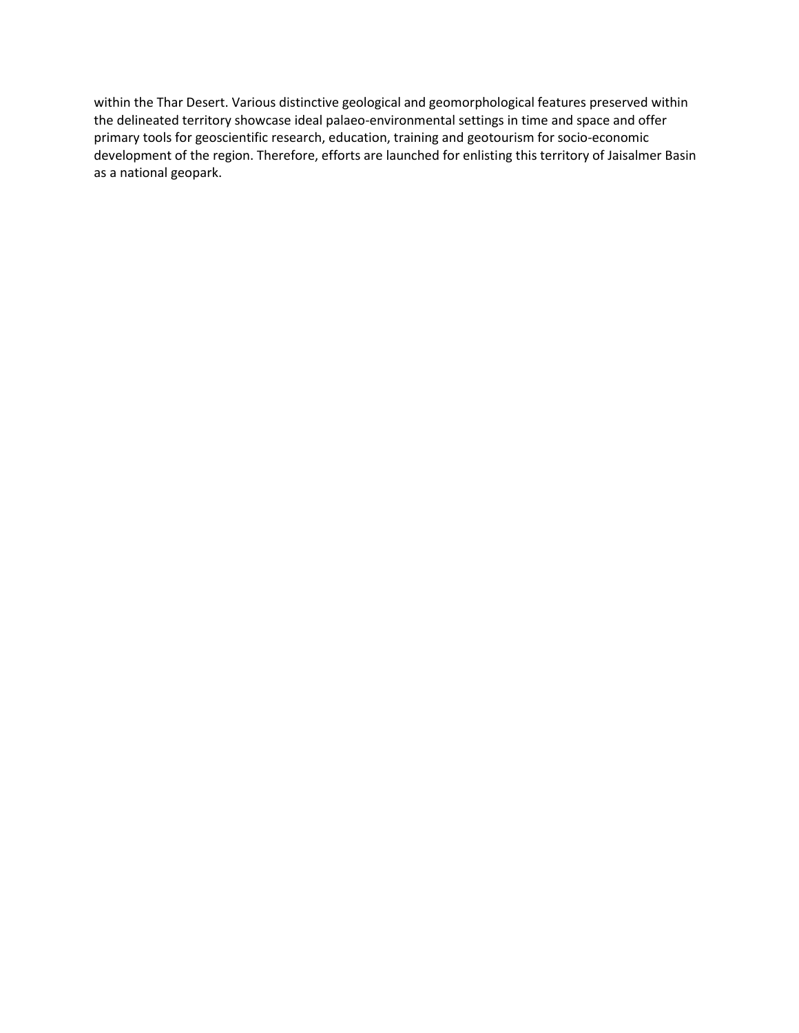within the Thar Desert. Various distinctive geological and geomorphological features preserved within the delineated territory showcase ideal palaeo-environmental settings in time and space and offer primary tools for geoscientific research, education, training and geotourism for socio-economic development of the region. Therefore, efforts are launched for enlisting this territory of Jaisalmer Basin as a national geopark.